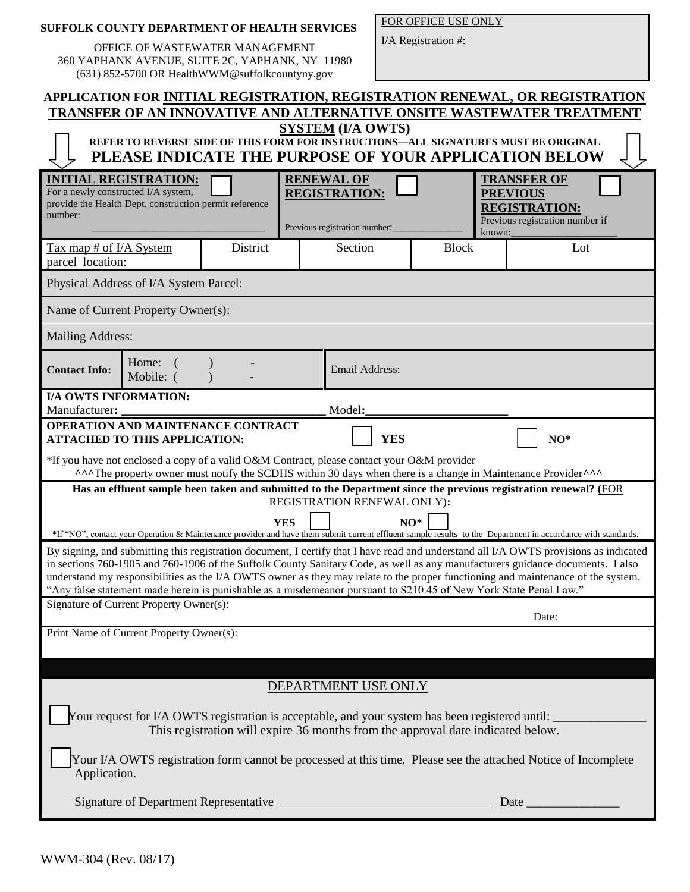**SUFFOLK COUNTY DEPARTMENT OF HEALTH SERVICES**

OFFICE OF WASTEWATER MANAGEMENT
360 YAPHANK AVENUE, SUITE 2C, YAPHANK, NY 11980
(631) 852-5700 OR HealthWWM@suffolkcountyny.gov

FOR OFFICE USE ONLY
I/A Registration #:

# APPLICATION FOR INITIAL REGISTRATION, REGISTRATION RENEWAL, OR REGISTRATION TRANSFER OF AN INNOVATIVE AND ALTERNATIVE ONSITE WASTEWATER TREATMENT SYSTEM (I/A OWTS)

**REFER TO REVERSE SIDE OF THIS FORM FOR INSTRUCTIONS—ALL SIGNATURES MUST BE ORIGINAL**

## PLEASE INDICATE THE PURPOSE OF YOUR APPLICATION BELOW

| **INITIAL REGISTRATION:** ☐ For a newly constructed I/A system, provide the Health Dept. construction permit reference number: ______________ | **RENEWAL OF REGISTRATION:** ☐ Previous registration number: ______________ | **TRANSFER OF PREVIOUS REGISTRATION:** ☐ Previous registration number if known: ______________ |
|---|---|---|

| Tax map # of I/A System parcel location: | District | Section | Block | Lot |
|---|---|---|---|---|
| | | | | |

Physical Address of I/A System Parcel:

Name of Current Property Owner(s):

Mailing Address:

| **Contact Info:** | Home: ( ) - Mobile: ( ) - | Email Address: |
|---|---|---|

**I/A OWTS INFORMATION:**
Manufacturer: ______________________________ Model: ______________________

**OPERATION AND MAINTENANCE CONTRACT ATTACHED TO THIS APPLICATION:** ☐ **YES** ☐ **NO***

*If you have not enclosed a copy of a valid O&M Contract, please contact your O&M provider
^^^The property owner must notify the SCDHS within 30 days when there is a change in Maintenance Provider^^^

**Has an effluent sample been taken and submitted to the Department since the previous registration renewal? (FOR REGISTRATION RENEWAL ONLY):**

**YES** ☐ **NO*** ☐

***If "NO"**, contact your Operation & Maintenance provider and have them submit current effluent sample results to the Department in accordance with standards.

By signing, and submitting this registration document, I certify that I have read and understand all I/A OWTS provisions as indicated in sections 760-1905 and 760-1906 of the Suffolk County Sanitary Code, as well as any manufacturers guidance documents. I also understand my responsibilities as the I/A OWTS owner as they may relate to the proper functioning and maintenance of the system. "Any false statement made herein is punishable as a misdemeanor pursuant to S210.45 of New York State Penal Law."

Signature of Current Property Owner(s): Date:

Print Name of Current Property Owner(s):

## DEPARTMENT USE ONLY

☐ Your request for I/A OWTS registration is acceptable, and your system has been registered until: ______________
This registration will expire 36 months from the approval date indicated below.

☐ Your I/A OWTS registration form cannot be processed at this time. Please see the attached Notice of Incomplete Application.

Signature of Department Representative ______________________________ Date ______________

WWM-304 (Rev. 08/17)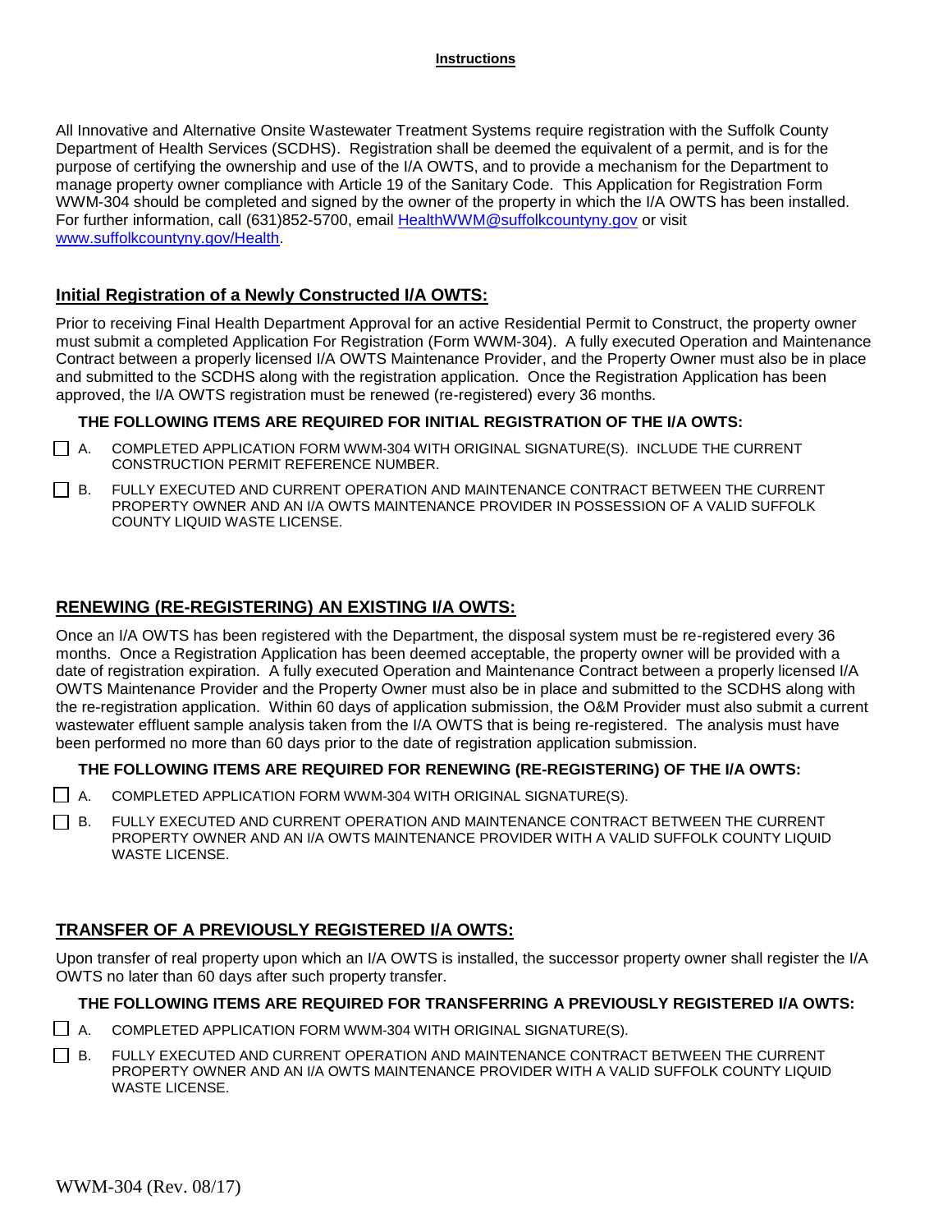**Instructions**

All Innovative and Alternative Onsite Wastewater Treatment Systems require registration with the Suffolk County Department of Health Services (SCDHS). Registration shall be deemed the equivalent of a permit, and is for the purpose of certifying the ownership and use of the I/A OWTS, and to provide a mechanism for the Department to manage property owner compliance with Article 19 of the Sanitary Code. This Application for Registration Form WWM-304 should be completed and signed by the owner of the property in which the I/A OWTS has been installed. For further information, call (631)852-5700, email HealthWWM@suffolkcountyny.gov or visit www.suffolkcountyny.gov/Health.

## Initial Registration of a Newly Constructed I/A OWTS:

Prior to receiving Final Health Department Approval for an active Residential Permit to Construct, the property owner must submit a completed Application For Registration (Form WWM-304). A fully executed Operation and Maintenance Contract between a properly licensed I/A OWTS Maintenance Provider, and the Property Owner must also be in place and submitted to the SCDHS along with the registration application. Once the Registration Application has been approved, the I/A OWTS registration must be renewed (re-registered) every 36 months.

**THE FOLLOWING ITEMS ARE REQUIRED FOR INITIAL REGISTRATION OF THE I/A OWTS:**

- ☐ A. COMPLETED APPLICATION FORM WWM-304 WITH ORIGINAL SIGNATURE(S). INCLUDE THE CURRENT CONSTRUCTION PERMIT REFERENCE NUMBER.
- ☐ B. FULLY EXECUTED AND CURRENT OPERATION AND MAINTENANCE CONTRACT BETWEEN THE CURRENT PROPERTY OWNER AND AN I/A OWTS MAINTENANCE PROVIDER IN POSSESSION OF A VALID SUFFOLK COUNTY LIQUID WASTE LICENSE.

## RENEWING (RE-REGISTERING) AN EXISTING I/A OWTS:

Once an I/A OWTS has been registered with the Department, the disposal system must be re-registered every 36 months. Once a Registration Application has been deemed acceptable, the property owner will be provided with a date of registration expiration. A fully executed Operation and Maintenance Contract between a properly licensed I/A OWTS Maintenance Provider and the Property Owner must also be in place and submitted to the SCDHS along with the re-registration application. Within 60 days of application submission, the O&M Provider must also submit a current wastewater effluent sample analysis taken from the I/A OWTS that is being re-registered. The analysis must have been performed no more than 60 days prior to the date of registration application submission.

**THE FOLLOWING ITEMS ARE REQUIRED FOR RENEWING (RE-REGISTERING) OF THE I/A OWTS:**

- ☐ A. COMPLETED APPLICATION FORM WWM-304 WITH ORIGINAL SIGNATURE(S).
- ☐ B. FULLY EXECUTED AND CURRENT OPERATION AND MAINTENANCE CONTRACT BETWEEN THE CURRENT PROPERTY OWNER AND AN I/A OWTS MAINTENANCE PROVIDER WITH A VALID SUFFOLK COUNTY LIQUID WASTE LICENSE.

## TRANSFER OF A PREVIOUSLY REGISTERED I/A OWTS:

Upon transfer of real property upon which an I/A OWTS is installed, the successor property owner shall register the I/A OWTS no later than 60 days after such property transfer.

**THE FOLLOWING ITEMS ARE REQUIRED FOR TRANSFERRING A PREVIOUSLY REGISTERED I/A OWTS:**

- ☐ A. COMPLETED APPLICATION FORM WWM-304 WITH ORIGINAL SIGNATURE(S).
- ☐ B. FULLY EXECUTED AND CURRENT OPERATION AND MAINTENANCE CONTRACT BETWEEN THE CURRENT PROPERTY OWNER AND AN I/A OWTS MAINTENANCE PROVIDER WITH A VALID SUFFOLK COUNTY LIQUID WASTE LICENSE.

WWM-304 (Rev. 08/17)